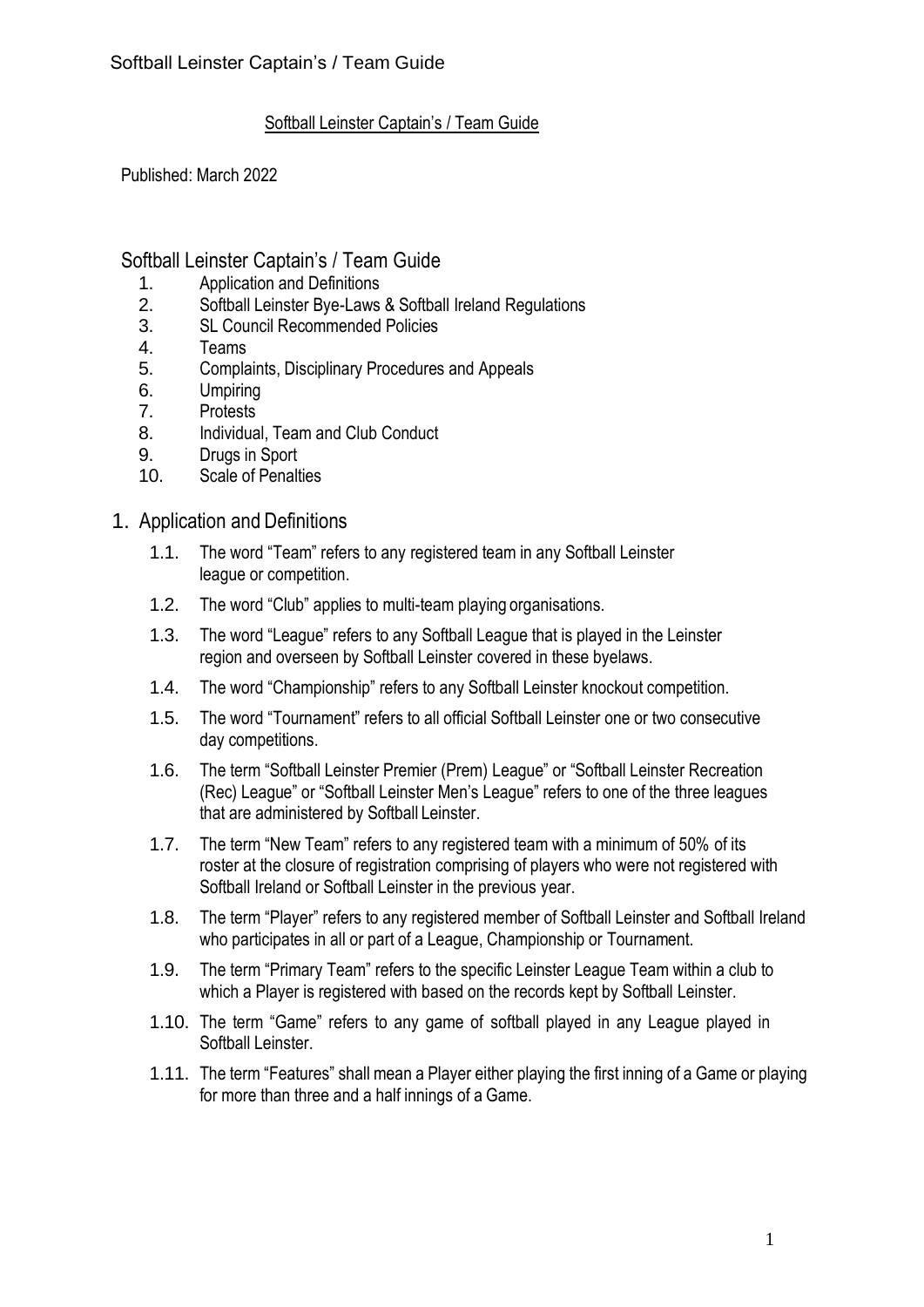## Softball Leinster Captain's / Team Guide

Published: March 2022

## Softball Leinster Captain's / Team Guide

1. Application and Definitions
2. Softball Leinster Bye-Laws & Softball Ireland Regulations
3. SL Council Recommended Policies
4. Teams
5. Complaints, Disciplinary Procedures and Appeals
6. Umpiring
7. Protests
8. Individual, Team and Club Conduct
9. Drugs in Sport
10. Scale of Penalties

## 1. Application and Definitions

1.1. The word "Team" refers to any registered team in any Softball Leinster league or competition.

1.2. The word "Club" applies to multi-team playing organisations.

1.3. The word "League" refers to any Softball League that is played in the Leinster region and overseen by Softball Leinster covered in these byelaws.

1.4. The word "Championship" refers to any Softball Leinster knockout competition.

1.5. The word "Tournament" refers to all official Softball Leinster one or two consecutive day competitions.

1.6. The term "Softball Leinster Premier (Prem) League" or "Softball Leinster Recreation (Rec) League" or "Softball Leinster Men's League" refers to one of the three leagues that are administered by Softball Leinster.

1.7. The term "New Team" refers to any registered team with a minimum of 50% of its roster at the closure of registration comprising of players who were not registered with Softball Ireland or Softball Leinster in the previous year.

1.8. The term "Player" refers to any registered member of Softball Leinster and Softball Ireland who participates in all or part of a League, Championship or Tournament.

1.9. The term "Primary Team" refers to the specific Leinster League Team within a club to which a Player is registered with based on the records kept by Softball Leinster.

1.10. The term "Game" refers to any game of softball played in any League played in Softball Leinster.

1.11. The term "Features" shall mean a Player either playing the first inning of a Game or playing for more than three and a half innings of a Game.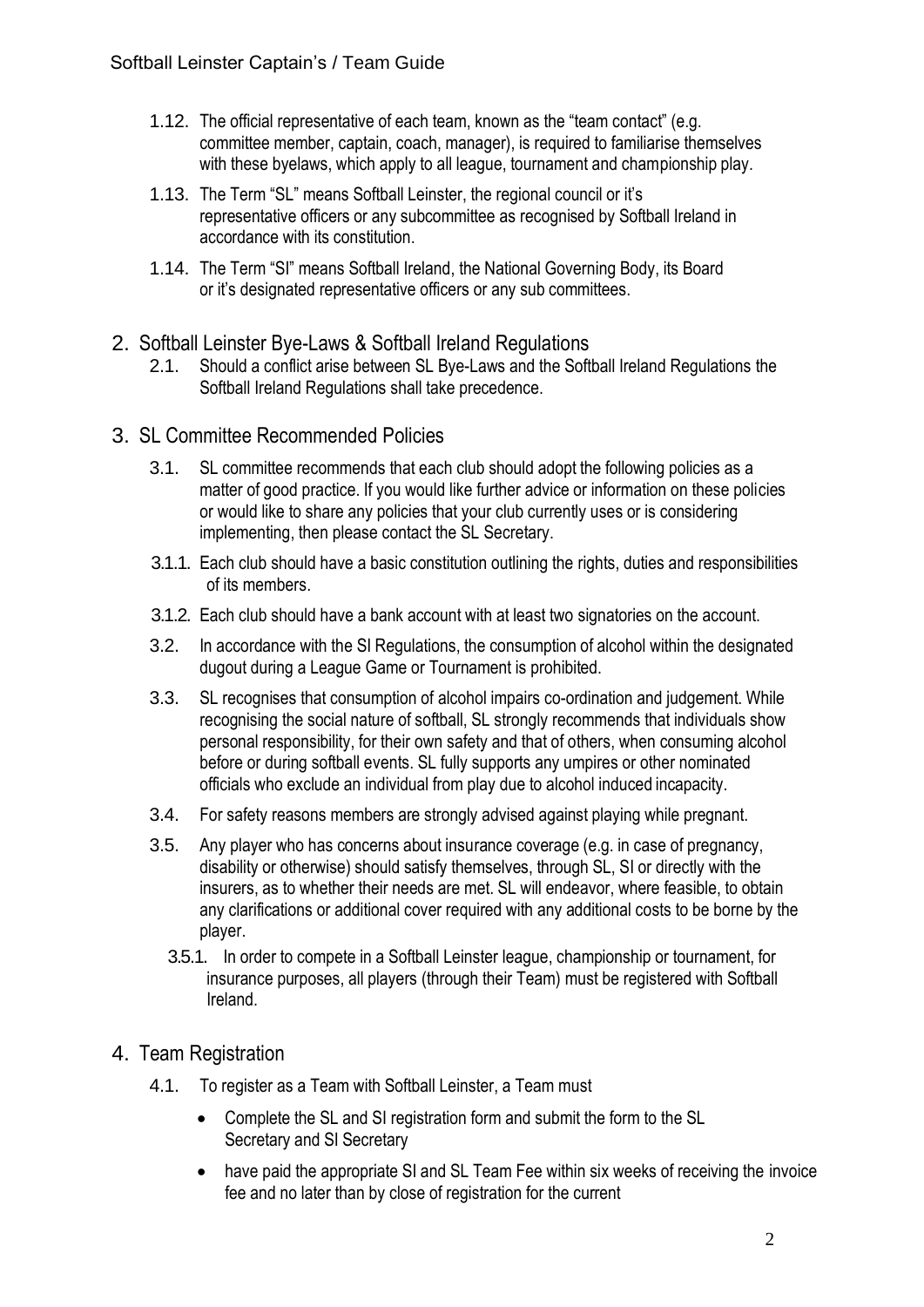1.12. The official representative of each team, known as the "team contact" (e.g. committee member, captain, coach, manager), is required to familiarise themselves with these byelaws, which apply to all league, tournament and championship play.

1.13. The Term "SL" means Softball Leinster, the regional council or it's representative officers or any subcommittee as recognised by Softball Ireland in accordance with its constitution.

1.14. The Term "SI" means Softball Ireland, the National Governing Body, its Board or it's designated representative officers or any sub committees.

## 2. Softball Leinster Bye-Laws & Softball Ireland Regulations

2.1. Should a conflict arise between SL Bye-Laws and the Softball Ireland Regulations the Softball Ireland Regulations shall take precedence.

## 3. SL Committee Recommended Policies

3.1. SL committee recommends that each club should adopt the following policies as a matter of good practice. If you would like further advice or information on these policies or would like to share any policies that your club currently uses or is considering implementing, then please contact the SL Secretary.

3.1.1. Each club should have a basic constitution outlining the rights, duties and responsibilities of its members.

3.1.2. Each club should have a bank account with at least two signatories on the account.

3.2. In accordance with the SI Regulations, the consumption of alcohol within the designated dugout during a League Game or Tournament is prohibited.

3.3. SL recognises that consumption of alcohol impairs co-ordination and judgement. While recognising the social nature of softball, SL strongly recommends that individuals show personal responsibility, for their own safety and that of others, when consuming alcohol before or during softball events. SL fully supports any umpires or other nominated officials who exclude an individual from play due to alcohol induced incapacity.

3.4. For safety reasons members are strongly advised against playing while pregnant.

3.5. Any player who has concerns about insurance coverage (e.g. in case of pregnancy, disability or otherwise) should satisfy themselves, through SL, SI or directly with the insurers, as to whether their needs are met. SL will endeavor, where feasible, to obtain any clarifications or additional cover required with any additional costs to be borne by the player.

3.5.1. In order to compete in a Softball Leinster league, championship or tournament, for insurance purposes, all players (through their Team) must be registered with Softball Ireland.

## 4. Team Registration

4.1. To register as a Team with Softball Leinster, a Team must

- Complete the SL and SI registration form and submit the form to the SL Secretary and SI Secretary
- have paid the appropriate SI and SL Team Fee within six weeks of receiving the invoice fee and no later than by close of registration for the current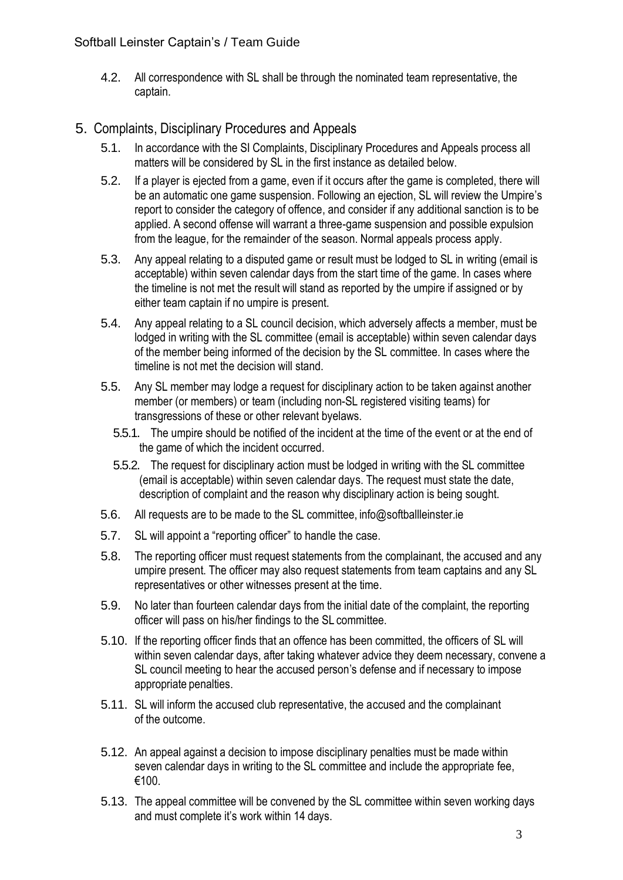4.2. All correspondence with SL shall be through the nominated team representative, the captain.

## 5. Complaints, Disciplinary Procedures and Appeals

5.1. In accordance with the SI Complaints, Disciplinary Procedures and Appeals process all matters will be considered by SL in the first instance as detailed below.

5.2. If a player is ejected from a game, even if it occurs after the game is completed, there will be an automatic one game suspension. Following an ejection, SL will review the Umpire's report to consider the category of offence, and consider if any additional sanction is to be applied. A second offense will warrant a three-game suspension and possible expulsion from the league, for the remainder of the season. Normal appeals process apply.

5.3. Any appeal relating to a disputed game or result must be lodged to SL in writing (email is acceptable) within seven calendar days from the start time of the game. In cases where the timeline is not met the result will stand as reported by the umpire if assigned or by either team captain if no umpire is present.

5.4. Any appeal relating to a SL council decision, which adversely affects a member, must be lodged in writing with the SL committee (email is acceptable) within seven calendar days of the member being informed of the decision by the SL committee. In cases where the timeline is not met the decision will stand.

5.5. Any SL member may lodge a request for disciplinary action to be taken against another member (or members) or team (including non-SL registered visiting teams) for transgressions of these or other relevant byelaws.

5.5.1. The umpire should be notified of the incident at the time of the event or at the end of the game of which the incident occurred.

5.5.2. The request for disciplinary action must be lodged in writing with the SL committee (email is acceptable) within seven calendar days. The request must state the date, description of complaint and the reason why disciplinary action is being sought.

5.6. All requests are to be made to the SL committee, info@softballleinster.ie

5.7. SL will appoint a "reporting officer" to handle the case.

5.8. The reporting officer must request statements from the complainant, the accused and any umpire present. The officer may also request statements from team captains and any SL representatives or other witnesses present at the time.

5.9. No later than fourteen calendar days from the initial date of the complaint, the reporting officer will pass on his/her findings to the SL committee.

5.10. If the reporting officer finds that an offence has been committed, the officers of SL will within seven calendar days, after taking whatever advice they deem necessary, convene a SL council meeting to hear the accused person's defense and if necessary to impose appropriate penalties.

5.11. SL will inform the accused club representative, the accused and the complainant of the outcome.

5.12. An appeal against a decision to impose disciplinary penalties must be made within seven calendar days in writing to the SL committee and include the appropriate fee, €100.

5.13. The appeal committee will be convened by the SL committee within seven working days and must complete it's work within 14 days.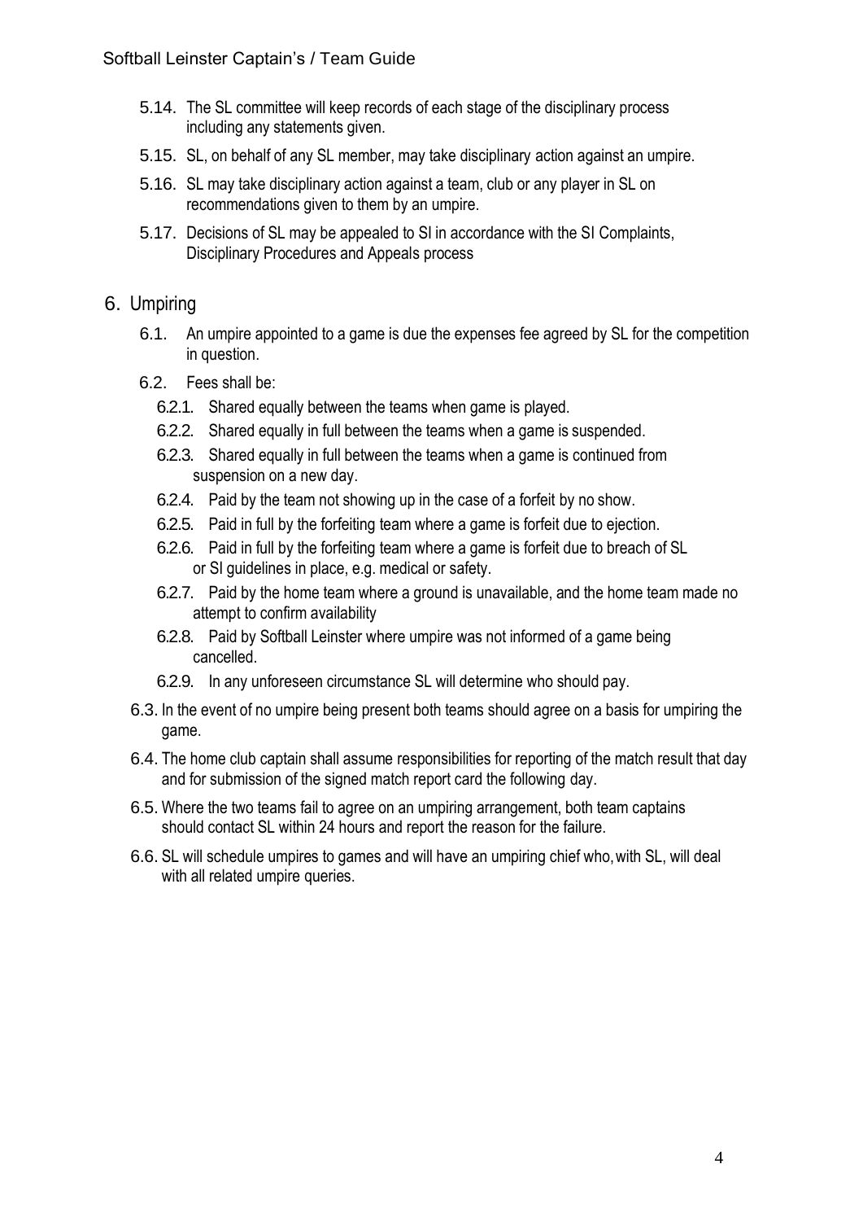5.14. The SL committee will keep records of each stage of the disciplinary process including any statements given.

5.15. SL, on behalf of any SL member, may take disciplinary action against an umpire.

5.16. SL may take disciplinary action against a team, club or any player in SL on recommendations given to them by an umpire.

5.17. Decisions of SL may be appealed to SI in accordance with the SI Complaints, Disciplinary Procedures and Appeals process

## 6. Umpiring

6.1. An umpire appointed to a game is due the expenses fee agreed by SL for the competition in question.

6.2. Fees shall be:

- 6.2.1. Shared equally between the teams when game is played.
- 6.2.2. Shared equally in full between the teams when a game is suspended.
- 6.2.3. Shared equally in full between the teams when a game is continued from suspension on a new day.
- 6.2.4. Paid by the team not showing up in the case of a forfeit by no show.
- 6.2.5. Paid in full by the forfeiting team where a game is forfeit due to ejection.
- 6.2.6. Paid in full by the forfeiting team where a game is forfeit due to breach of SL or SI guidelines in place, e.g. medical or safety.
- 6.2.7. Paid by the home team where a ground is unavailable, and the home team made no attempt to confirm availability
- 6.2.8. Paid by Softball Leinster where umpire was not informed of a game being cancelled.
- 6.2.9. In any unforeseen circumstance SL will determine who should pay.

6.3. In the event of no umpire being present both teams should agree on a basis for umpiring the game.

6.4. The home club captain shall assume responsibilities for reporting of the match result that day and for submission of the signed match report card the following day.

6.5. Where the two teams fail to agree on an umpiring arrangement, both team captains should contact SL within 24 hours and report the reason for the failure.

6.6. SL will schedule umpires to games and will have an umpiring chief who, with SL, will deal with all related umpire queries.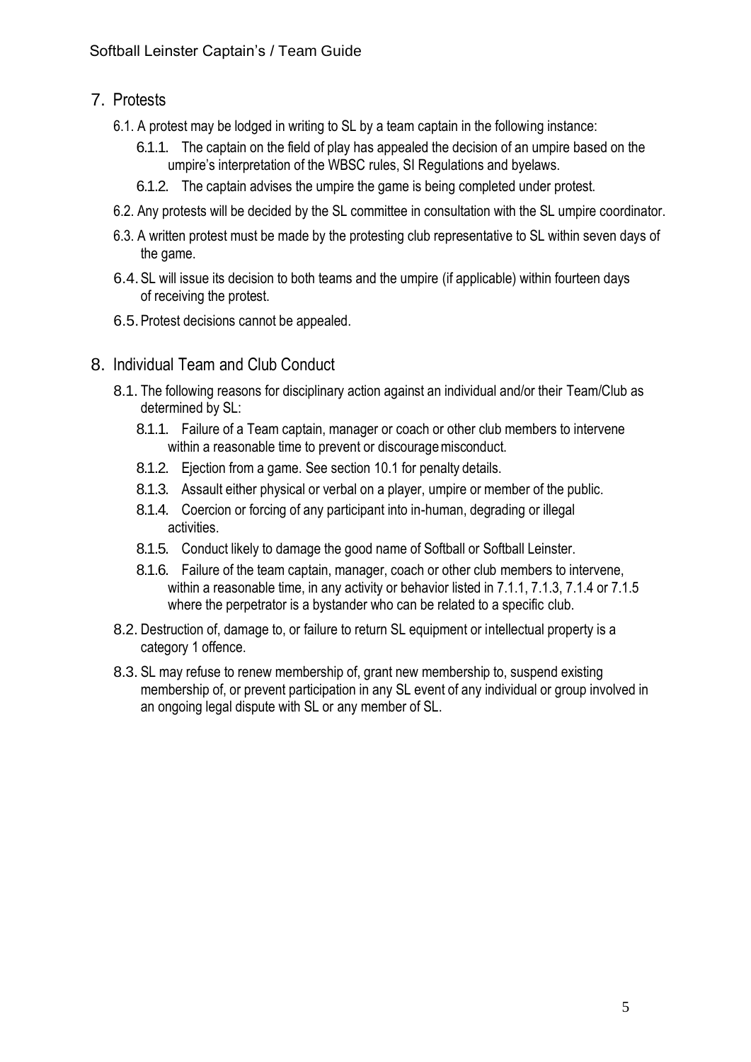## 7. Protests

- 6.1. A protest may be lodged in writing to SL by a team captain in the following instance:
  - 6.1.1. The captain on the field of play has appealed the decision of an umpire based on the umpire's interpretation of the WBSC rules, SI Regulations and byelaws.
  - 6.1.2. The captain advises the umpire the game is being completed under protest.
- 6.2. Any protests will be decided by the SL committee in consultation with the SL umpire coordinator.
- 6.3. A written protest must be made by the protesting club representative to SL within seven days of the game.
- 6.4. SL will issue its decision to both teams and the umpire (if applicable) within fourteen days of receiving the protest.
- 6.5. Protest decisions cannot be appealed.

## 8. Individual Team and Club Conduct

- 8.1. The following reasons for disciplinary action against an individual and/or their Team/Club as determined by SL:
  - 8.1.1. Failure of a Team captain, manager or coach or other club members to intervene within a reasonable time to prevent or discourage misconduct.
  - 8.1.2. Ejection from a game. See section 10.1 for penalty details.
  - 8.1.3. Assault either physical or verbal on a player, umpire or member of the public.
  - 8.1.4. Coercion or forcing of any participant into in-human, degrading or illegal activities.
  - 8.1.5. Conduct likely to damage the good name of Softball or Softball Leinster.
  - 8.1.6. Failure of the team captain, manager, coach or other club members to intervene, within a reasonable time, in any activity or behavior listed in 7.1.1, 7.1.3, 7.1.4 or 7.1.5 where the perpetrator is a bystander who can be related to a specific club.
- 8.2. Destruction of, damage to, or failure to return SL equipment or intellectual property is a category 1 offence.
- 8.3. SL may refuse to renew membership of, grant new membership to, suspend existing membership of, or prevent participation in any SL event of any individual or group involved in an ongoing legal dispute with SL or any member of SL.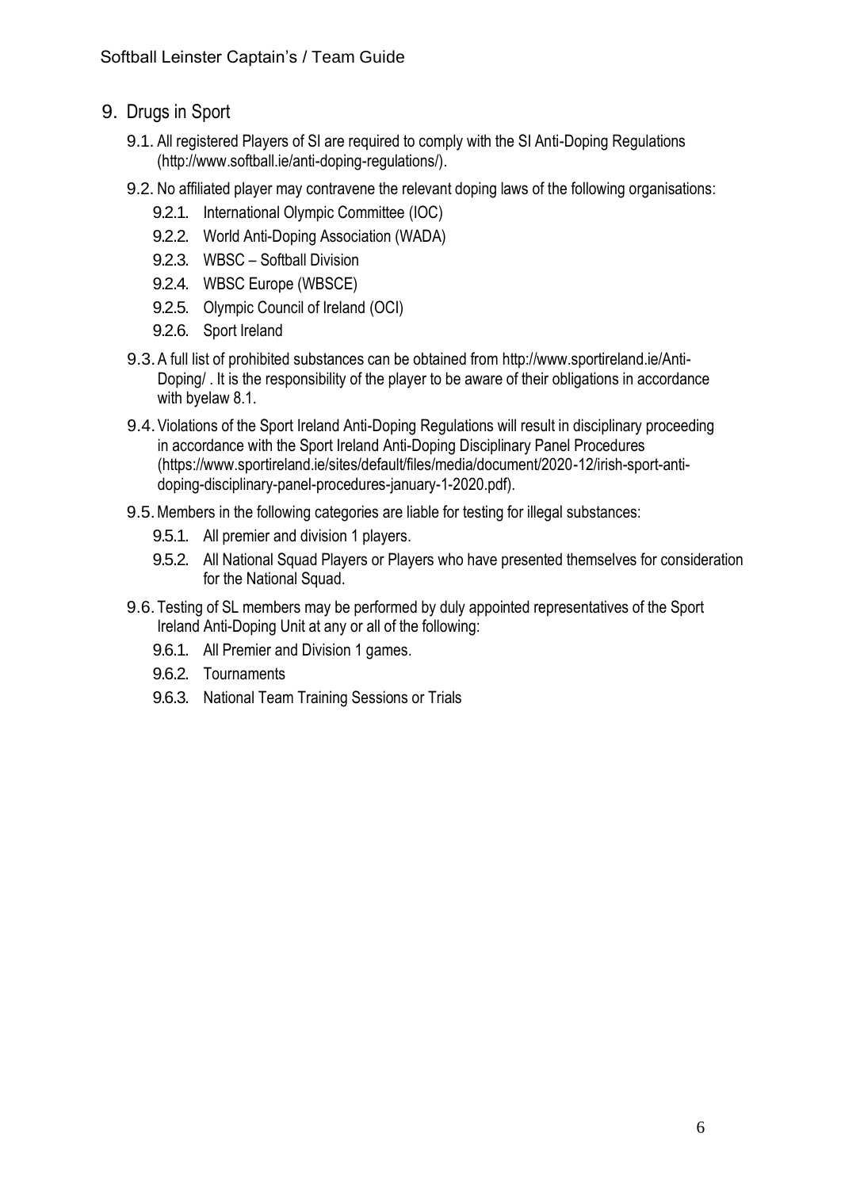## 9. Drugs in Sport

9.1. All registered Players of SI are required to comply with the SI Anti-Doping Regulations (http://www.softball.ie/anti-doping-regulations/).

9.2. No affiliated player may contravene the relevant doping laws of the following organisations:

- 9.2.1. International Olympic Committee (IOC)
- 9.2.2. World Anti-Doping Association (WADA)
- 9.2.3. WBSC – Softball Division
- 9.2.4. WBSC Europe (WBSCE)
- 9.2.5. Olympic Council of Ireland (OCI)
- 9.2.6. Sport Ireland

9.3. A full list of prohibited substances can be obtained from http://www.sportireland.ie/Anti-Doping/ . It is the responsibility of the player to be aware of their obligations in accordance with byelaw 8.1.

9.4. Violations of the Sport Ireland Anti-Doping Regulations will result in disciplinary proceeding in accordance with the Sport Ireland Anti-Doping Disciplinary Panel Procedures (https://www.sportireland.ie/sites/default/files/media/document/2020-12/irish-sport-anti-doping-disciplinary-panel-procedures-january-1-2020.pdf).

9.5. Members in the following categories are liable for testing for illegal substances:

- 9.5.1. All premier and division 1 players.
- 9.5.2. All National Squad Players or Players who have presented themselves for consideration for the National Squad.

9.6. Testing of SL members may be performed by duly appointed representatives of the Sport Ireland Anti-Doping Unit at any or all of the following:

- 9.6.1. All Premier and Division 1 games.
- 9.6.2. Tournaments
- 9.6.3. National Team Training Sessions or Trials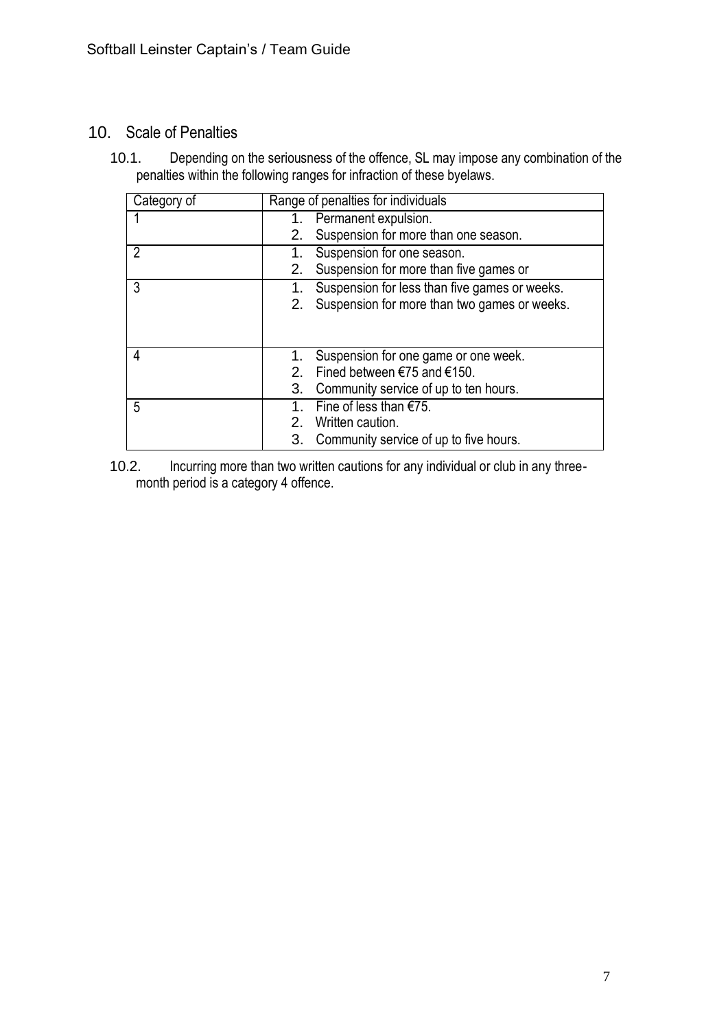## 10. Scale of Penalties

10.1. Depending on the seriousness of the offence, SL may impose any combination of the penalties within the following ranges for infraction of these byelaws.

| Category of | Range of penalties for individuals |
|---|---|
| 1 | 1. Permanent expulsion.<br>2. Suspension for more than one season. |
| 2 | 1. Suspension for one season.<br>2. Suspension for more than five games or |
| 3 | 1. Suspension for less than five games or weeks.<br>2. Suspension for more than two games or weeks. |
| 4 | 1. Suspension for one game or one week.<br>2. Fined between €75 and €150.<br>3. Community service of up to ten hours. |
| 5 | 1. Fine of less than €75.<br>2. Written caution.<br>3. Community service of up to five hours. |

10.2. Incurring more than two written cautions for any individual or club in any three-month period is a category 4 offence.